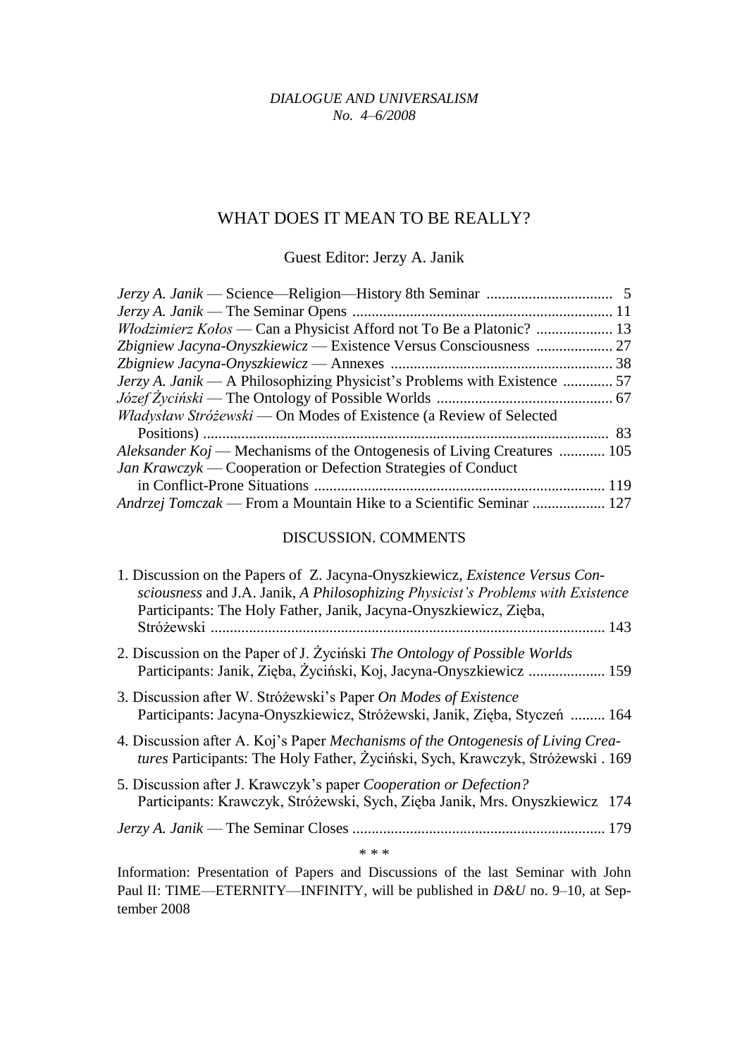*DIALOGUE AND UNIVERSALISM*
*No. 4–6/2008*

# WHAT DOES IT MEAN TO BE REALLY?

Guest Editor: Jerzy A. Janik

*Jerzy A. Janik* — Science—Religion—History 8th Seminar ................................ 5
*Jerzy A. Janik* — The Seminar Opens ................................................................... 11
*Włodzimierz Kołos* — Can a Physicist Afford not To Be a Platonic? .................... 13
*Zbigniew Jacyna-Onyszkiewicz* — Existence Versus Consciousness .................... 27
*Zbigniew Jacyna-Onyszkiewicz* — Annexes ......................................................... 38
*Jerzy A. Janik* — A Philosophizing Physicist's Problems with Existence ............. 57
*Józef Życiński* — The Ontology of Possible Worlds ............................................. 67
*Władysław Stróżewski* — On Modes of Existence (a Review of Selected Positions) ......................................................................................................... 83
*Aleksander Koj* — Mechanisms of the Ontogenesis of Living Creatures ............ 105
*Jan Krawczyk* — Cooperation or Defection Strategies of Conduct in Conflict-Prone Situations ........................................................................... 119
*Andrzej Tomczak* — From a Mountain Hike to a Scientific Seminar ................... 127

## DISCUSSION. COMMENTS

1. Discussion on the Papers of Z. Jacyna-Onyszkiewicz, *Existence Versus Consciousness* and J.A. Janik, *A Philosophizing Physicist's Problems with Existence* Participants: The Holy Father, Janik, Jacyna-Onyszkiewicz, Zięba, Stróżewski ...................................................................................................... 143

2. Discussion on the Paper of J. Życiński *The Ontology of Possible Worlds* Participants: Janik, Zięba, Życiński, Koj, Jacyna-Onyszkiewicz .................... 159

3. Discussion after W. Stróżewski's Paper *On Modes of Existence* Participants: Jacyna-Onyszkiewicz, Stróżewski, Janik, Zięba, Styczeń ......... 164

4. Discussion after A. Koj's Paper *Mechanisms of the Ontogenesis of Living Creatures* Participants: The Holy Father, Życiński, Sych, Krawczyk, Stróżewski . 169

5. Discussion after J. Krawczyk's paper *Cooperation or Defection?* Participants: Krawczyk, Stróżewski, Sych, Zięba Janik, Mrs. Onyszkiewicz 174

*Jerzy A. Janik* — The Seminar Closes .................................................................. 179

\* \* \*

Information: Presentation of Papers and Discussions of the last Seminar with John Paul II: TIME—ETERNITY—INFINITY, will be published in *D&U* no. 9–10, at September 2008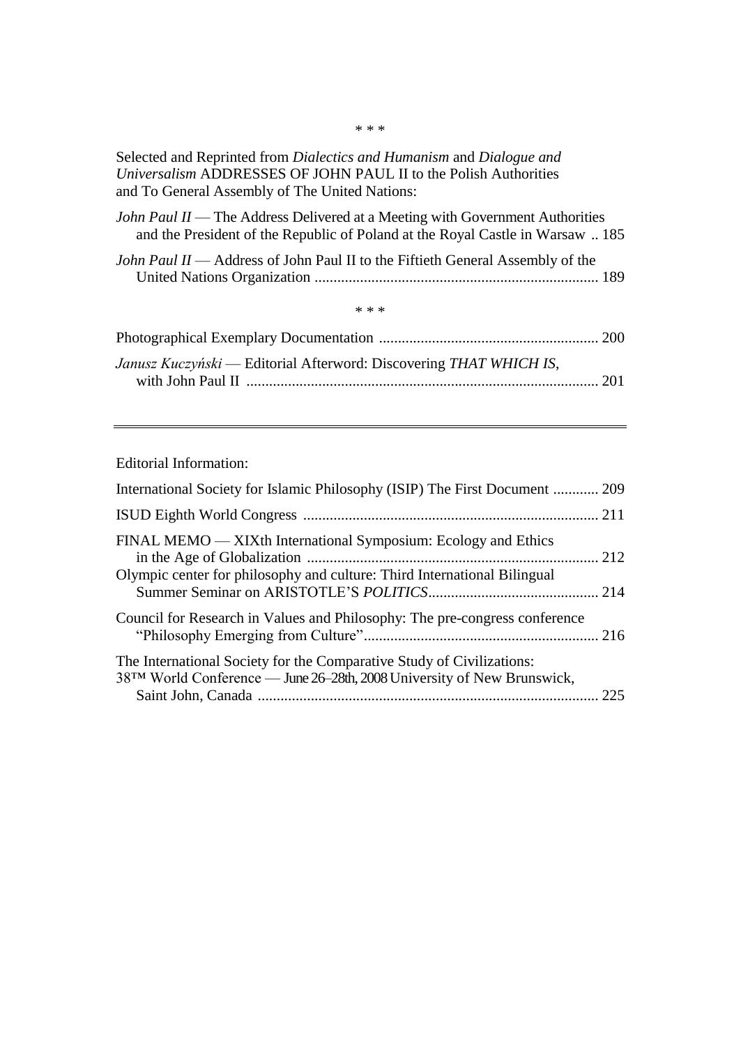\* \* \*

Selected and Reprinted from *Dialectics and Humanism* and *Dialogue and Universalism* ADDRESSES OF JOHN PAUL II to the Polish Authorities and To General Assembly of The United Nations:

*John Paul II* — The Address Delivered at a Meeting with Government Authorities and the President of the Republic of Poland at the Royal Castle in Warsaw .. 185

*John Paul II* — Address of John Paul II to the Fiftieth General Assembly of the United Nations Organization .......................................................................... 189

\* \* \*

Photographical Exemplary Documentation .......................................................... 200

*Janusz Kuczyński* — Editorial Afterword: Discovering *THAT WHICH IS*, with John Paul II ............................................................................................ 201

---

Editorial Information:

International Society for Islamic Philosophy (ISIP) The First Document ............ 209

ISUD Eighth World Congress ............................................................................. 211

FINAL MEMO — XIXth International Symposium: Ecology and Ethics in the Age of Globalization ............................................................................ 212

Olympic center for philosophy and culture: Third International Bilingual Summer Seminar on ARISTOTLE'S *POLITICS*............................................ 214

Council for Research in Values and Philosophy: The pre-congress conference "Philosophy Emerging from Culture"............................................................ 216

The International Society for the Comparative Study of Civilizations: 38™ World Conference — June 26–28th, 2008 University of New Brunswick, Saint John, Canada .......................................................................................... 225